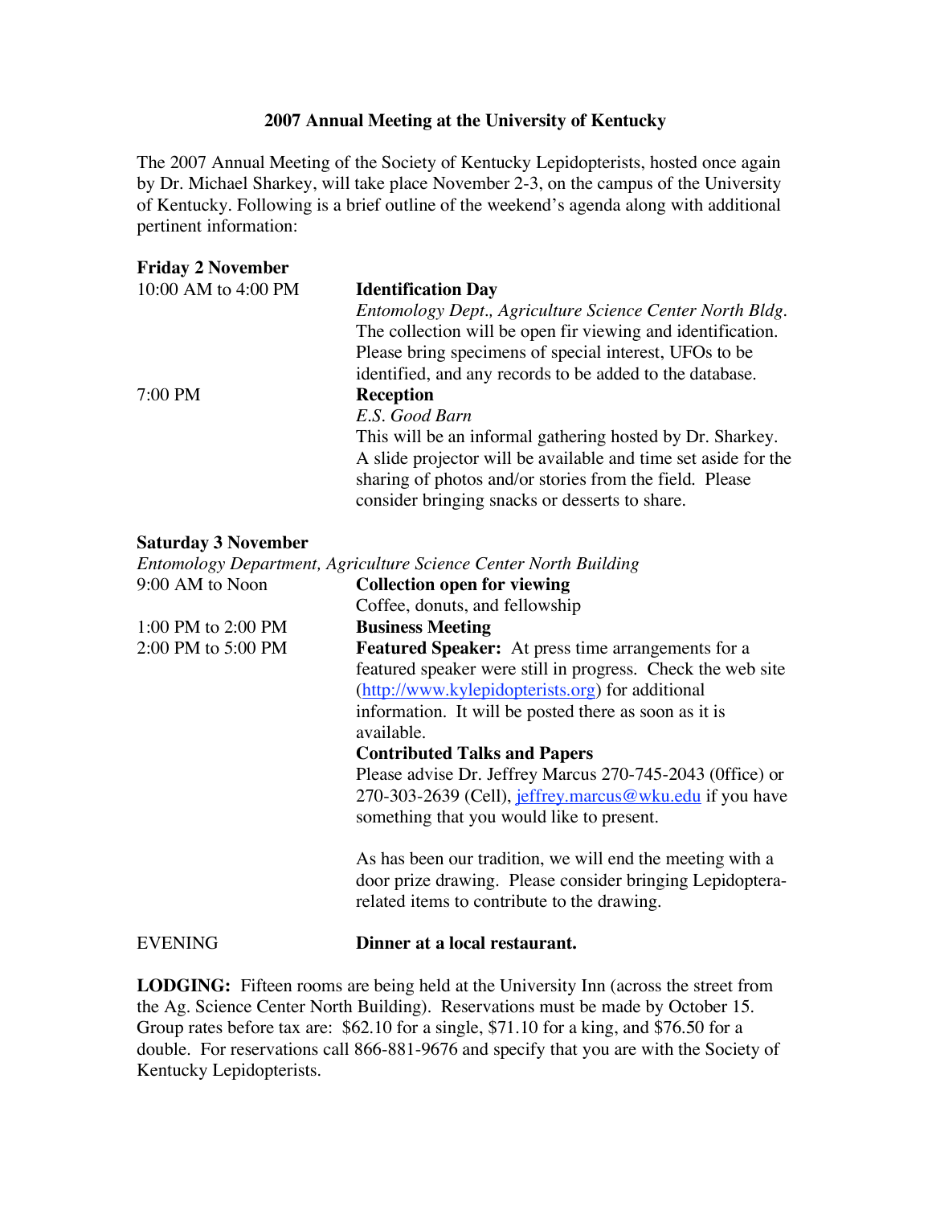## 2007 Annual Meeting at the University of Kentucky

The 2007 Annual Meeting of the Society of Kentucky Lepidopterists, hosted once again by Dr. Michael Sharkey, will take place November 2-3, on the campus of the University of Kentucky. Following is a brief outline of the weekend's agenda along with additional pertinent information:

**Friday 2 November**

| | |
|---|---|
| 10:00 AM to 4:00 PM | **Identification Day**<br>*Entomology Dept., Agriculture Science Center North Bldg.*<br>The collection will be open fir viewing and identification. Please bring specimens of special interest, UFOs to be identified, and any records to be added to the database. |
| 7:00 PM | **Reception**<br>*E.S. Good Barn*<br>This will be an informal gathering hosted by Dr. Sharkey. A slide projector will be available and time set aside for the sharing of photos and/or stories from the field. Please consider bringing snacks or desserts to share. |

**Saturday 3 November**

*Entomology Department, Agriculture Science Center North Building*

| | |
|---|---|
| 9:00 AM to Noon | **Collection open for viewing**<br>Coffee, donuts, and fellowship |
| 1:00 PM to 2:00 PM | **Business Meeting** |
| 2:00 PM to 5:00 PM | **Featured Speaker:** At press time arrangements for a featured speaker were still in progress. Check the web site (http://www.kylepidopterists.org) for additional information. It will be posted there as soon as it is available.<br>**Contributed Talks and Papers**<br>Please advise Dr. Jeffrey Marcus 270-745-2043 (0ffice) or 270-303-2639 (Cell), jeffrey.marcus@wku.edu if you have something that you would like to present.<br><br>As has been our tradition, we will end the meeting with a door prize drawing. Please consider bringing Lepidoptera-related items to contribute to the drawing. |
| EVENING | **Dinner at a local restaurant.** |

**LODGING:** Fifteen rooms are being held at the University Inn (across the street from the Ag. Science Center North Building). Reservations must be made by October 15. Group rates before tax are: $62.10 for a single, $71.10 for a king, and $76.50 for a double. For reservations call 866-881-9676 and specify that you are with the Society of Kentucky Lepidopterists.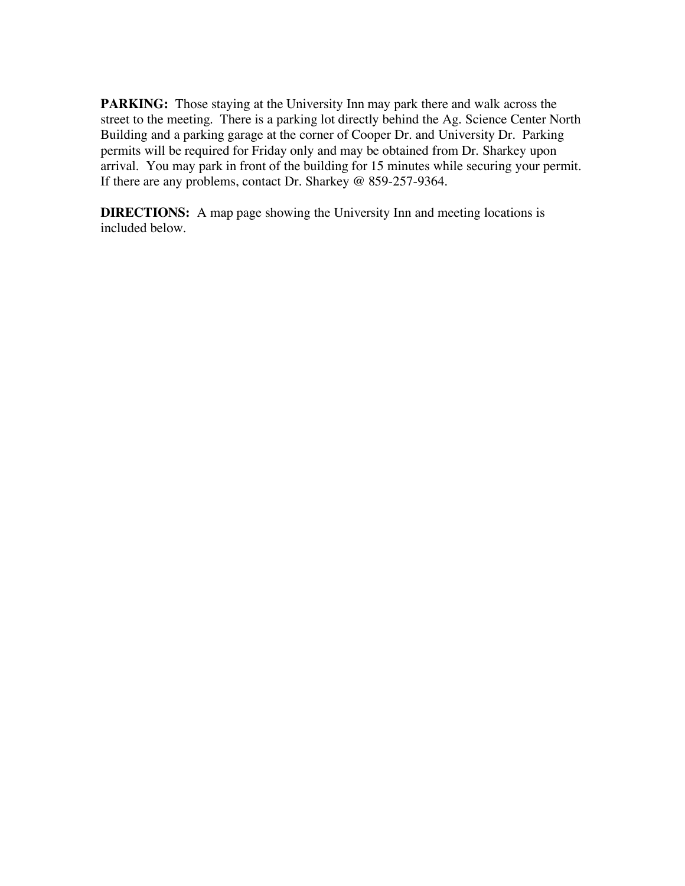**PARKING:** Those staying at the University Inn may park there and walk across the street to the meeting. There is a parking lot directly behind the Ag. Science Center North Building and a parking garage at the corner of Cooper Dr. and University Dr. Parking permits will be required for Friday only and may be obtained from Dr. Sharkey upon arrival. You may park in front of the building for 15 minutes while securing your permit. If there are any problems, contact Dr. Sharkey @ 859-257-9364.

**DIRECTIONS:** A map page showing the University Inn and meeting locations is included below.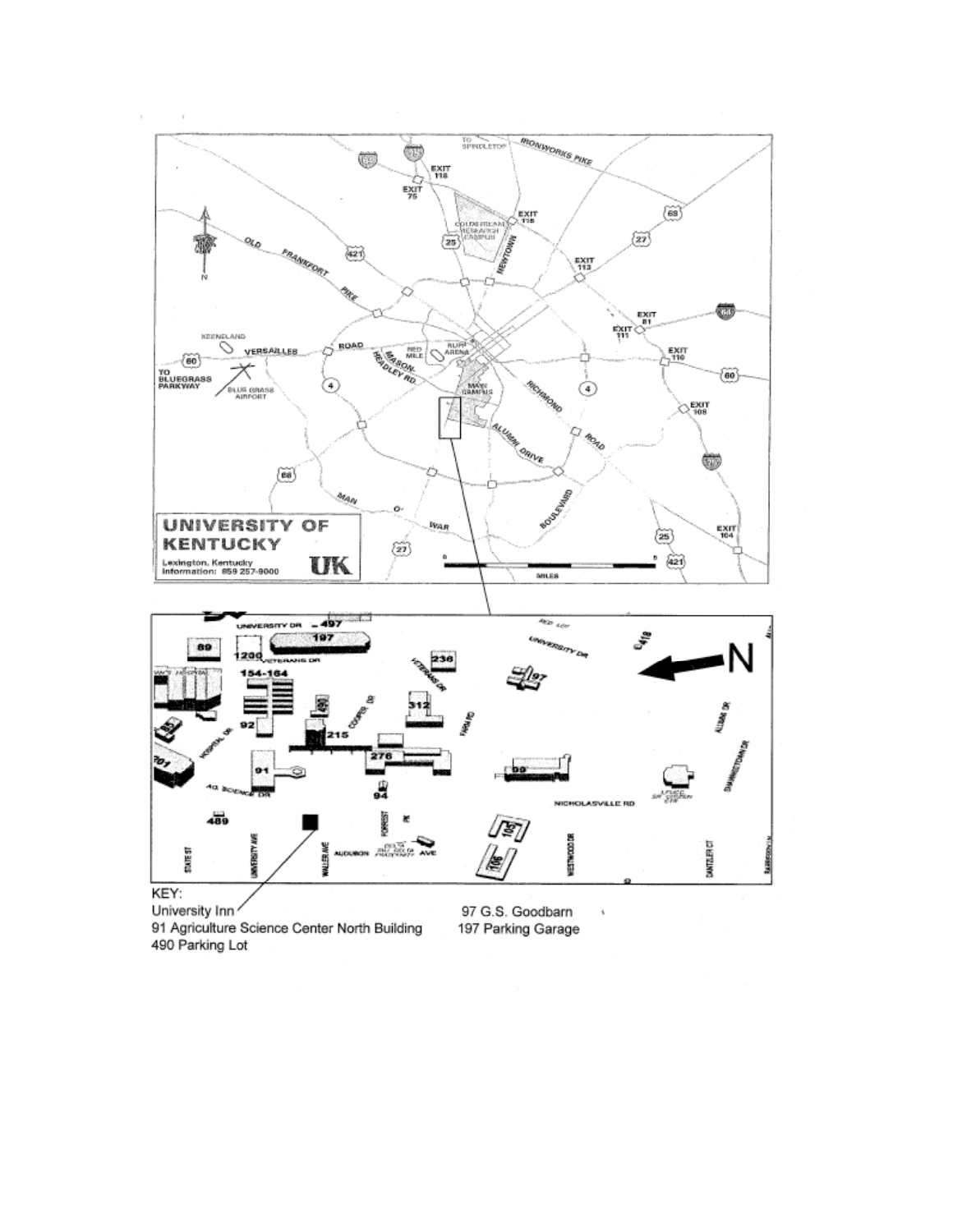UNIVERSITY OF KENTUCKY

Lexington, Kentucky
Information: 859 257-9000

UK

KEY:
University Inn
91 Agriculture Science Center North Building
490 Parking Lot
97 G.S. Goodbarn
197 Parking Garage